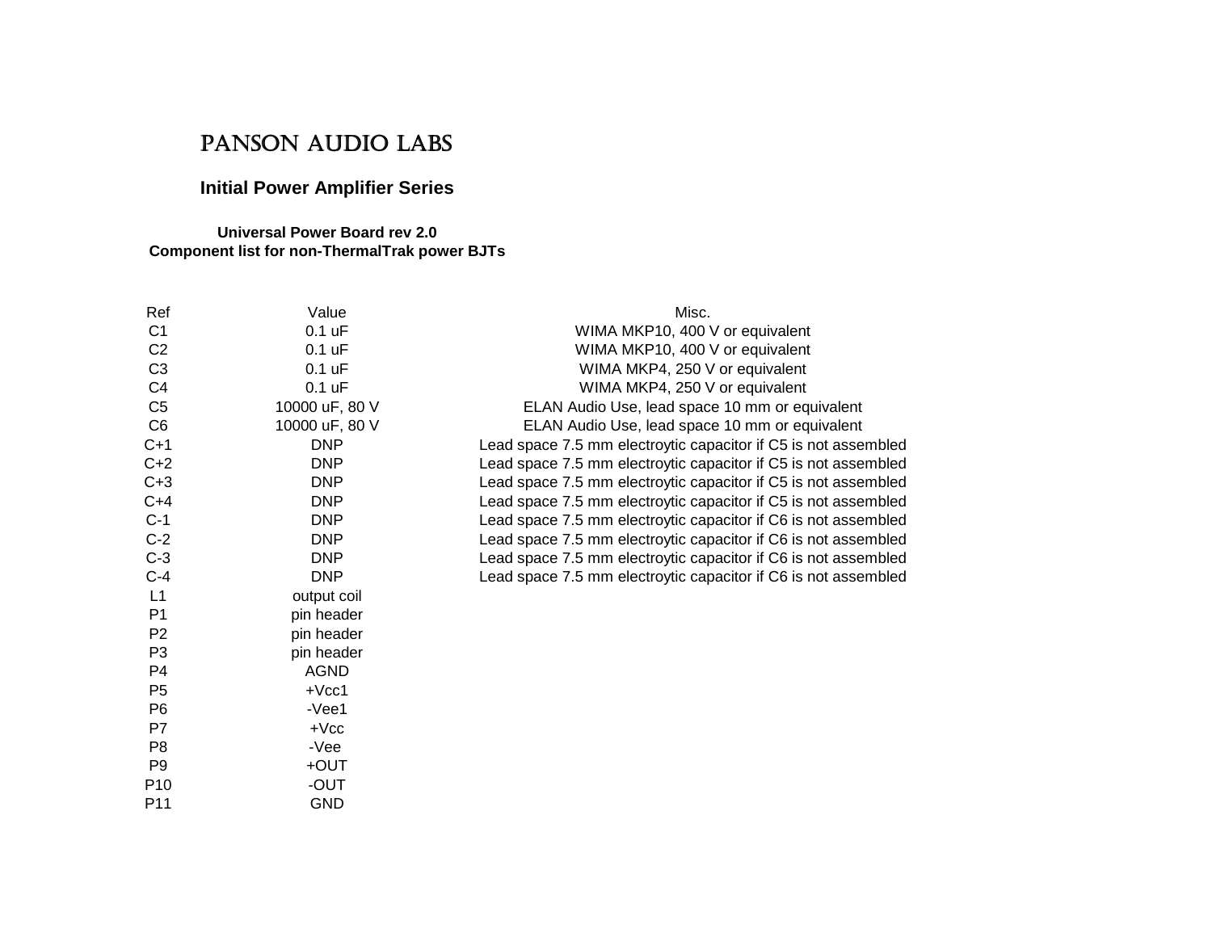# PANSON AUDIO LABS

## Initial Power Amplifier Series

### Universal Power Board rev 2.0
### Component list for non-ThermalTrak power BJTs

| Ref | Value | Misc. |
|---|---|---|
| C1 | 0.1 uF | WIMA MKP10, 400 V or equivalent |
| C2 | 0.1 uF | WIMA MKP10, 400 V or equivalent |
| C3 | 0.1 uF | WIMA MKP4, 250 V or equivalent |
| C4 | 0.1 uF | WIMA MKP4, 250 V or equivalent |
| C5 | 10000 uF, 80 V | ELAN Audio Use, lead space 10 mm or equivalent |
| C6 | 10000 uF, 80 V | ELAN Audio Use, lead space 10 mm or equivalent |
| C+1 | DNP | Lead space 7.5 mm electroytic capacitor if C5 is not assembled |
| C+2 | DNP | Lead space 7.5 mm electroytic capacitor if C5 is not assembled |
| C+3 | DNP | Lead space 7.5 mm electroytic capacitor if C5 is not assembled |
| C+4 | DNP | Lead space 7.5 mm electroytic capacitor if C5 is not assembled |
| C-1 | DNP | Lead space 7.5 mm electroytic capacitor if C6 is not assembled |
| C-2 | DNP | Lead space 7.5 mm electroytic capacitor if C6 is not assembled |
| C-3 | DNP | Lead space 7.5 mm electroytic capacitor if C6 is not assembled |
| C-4 | DNP | Lead space 7.5 mm electroytic capacitor if C6 is not assembled |
| L1 | output coil | |
| P1 | pin header | |
| P2 | pin header | |
| P3 | pin header | |
| P4 | AGND | |
| P5 | +Vcc1 | |
| P6 | -Vee1 | |
| P7 | +Vcc | |
| P8 | -Vee | |
| P9 | +OUT | |
| P10 | -OUT | |
| P11 | GND | |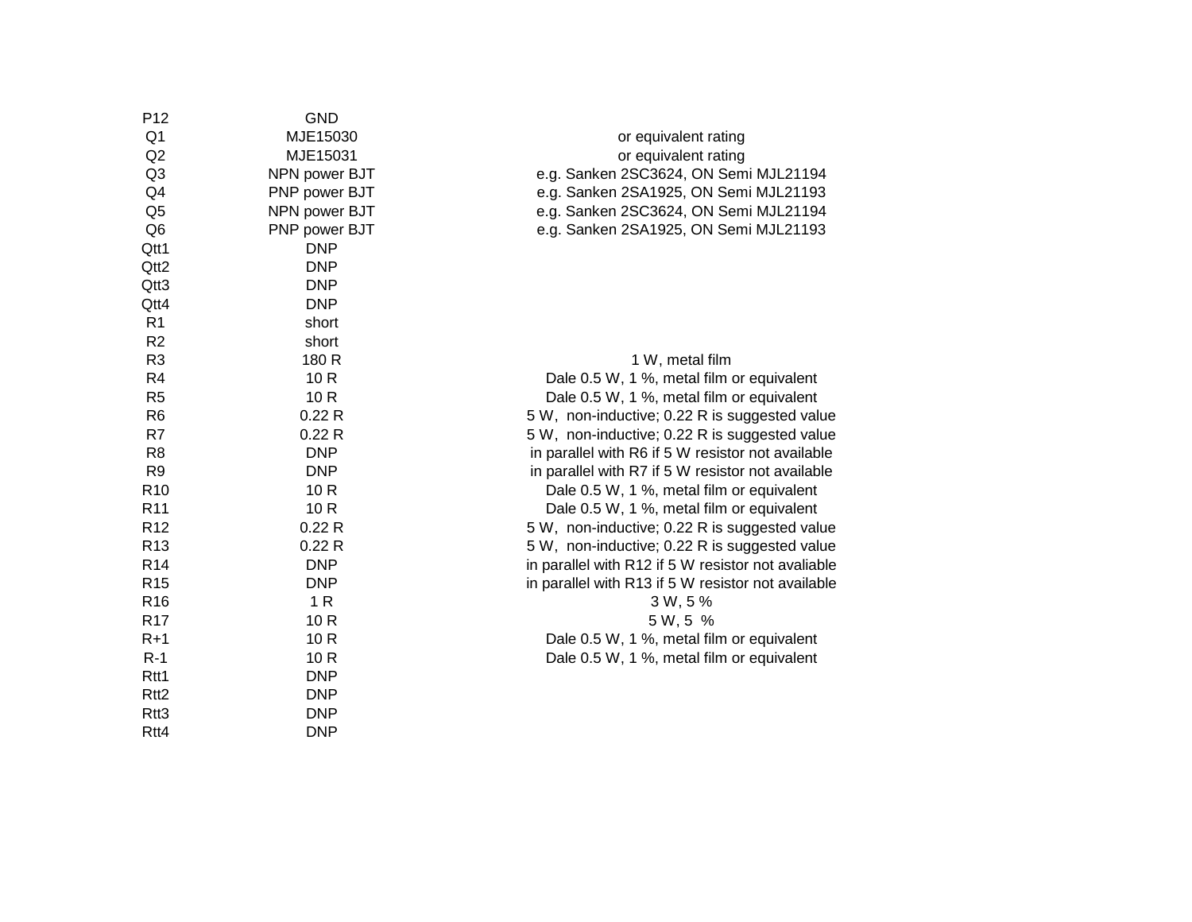| | | |
|---|---|---|
| P12 | GND | |
| Q1 | MJE15030 | or equivalent rating |
| Q2 | MJE15031 | or equivalent rating |
| Q3 | NPN power BJT | e.g. Sanken 2SC3624, ON Semi MJL21194 |
| Q4 | PNP power BJT | e.g. Sanken 2SA1925, ON Semi MJL21193 |
| Q5 | NPN power BJT | e.g. Sanken 2SC3624, ON Semi MJL21194 |
| Q6 | PNP power BJT | e.g. Sanken 2SA1925, ON Semi MJL21193 |
| Qtt1 | DNP | |
| Qtt2 | DNP | |
| Qtt3 | DNP | |
| Qtt4 | DNP | |
| R1 | short | |
| R2 | short | |
| R3 | 180 R | 1 W, metal film |
| R4 | 10 R | Dale 0.5 W, 1 %, metal film or equivalent |
| R5 | 10 R | Dale 0.5 W, 1 %, metal film or equivalent |
| R6 | 0.22 R | 5 W, non-inductive; 0.22 R is suggested value |
| R7 | 0.22 R | 5 W, non-inductive; 0.22 R is suggested value |
| R8 | DNP | in parallel with R6 if 5 W resistor not available |
| R9 | DNP | in parallel with R7 if 5 W resistor not available |
| R10 | 10 R | Dale 0.5 W, 1 %, metal film or equivalent |
| R11 | 10 R | Dale 0.5 W, 1 %, metal film or equivalent |
| R12 | 0.22 R | 5 W, non-inductive; 0.22 R is suggested value |
| R13 | 0.22 R | 5 W, non-inductive; 0.22 R is suggested value |
| R14 | DNP | in parallel with R12 if 5 W resistor not avaliable |
| R15 | DNP | in parallel with R13 if 5 W resistor not available |
| R16 | 1 R | 3 W, 5 % |
| R17 | 10 R | 5 W, 5 % |
| R+1 | 10 R | Dale 0.5 W, 1 %, metal film or equivalent |
| R-1 | 10 R | Dale 0.5 W, 1 %, metal film or equivalent |
| Rtt1 | DNP | |
| Rtt2 | DNP | |
| Rtt3 | DNP | |
| Rtt4 | DNP | |